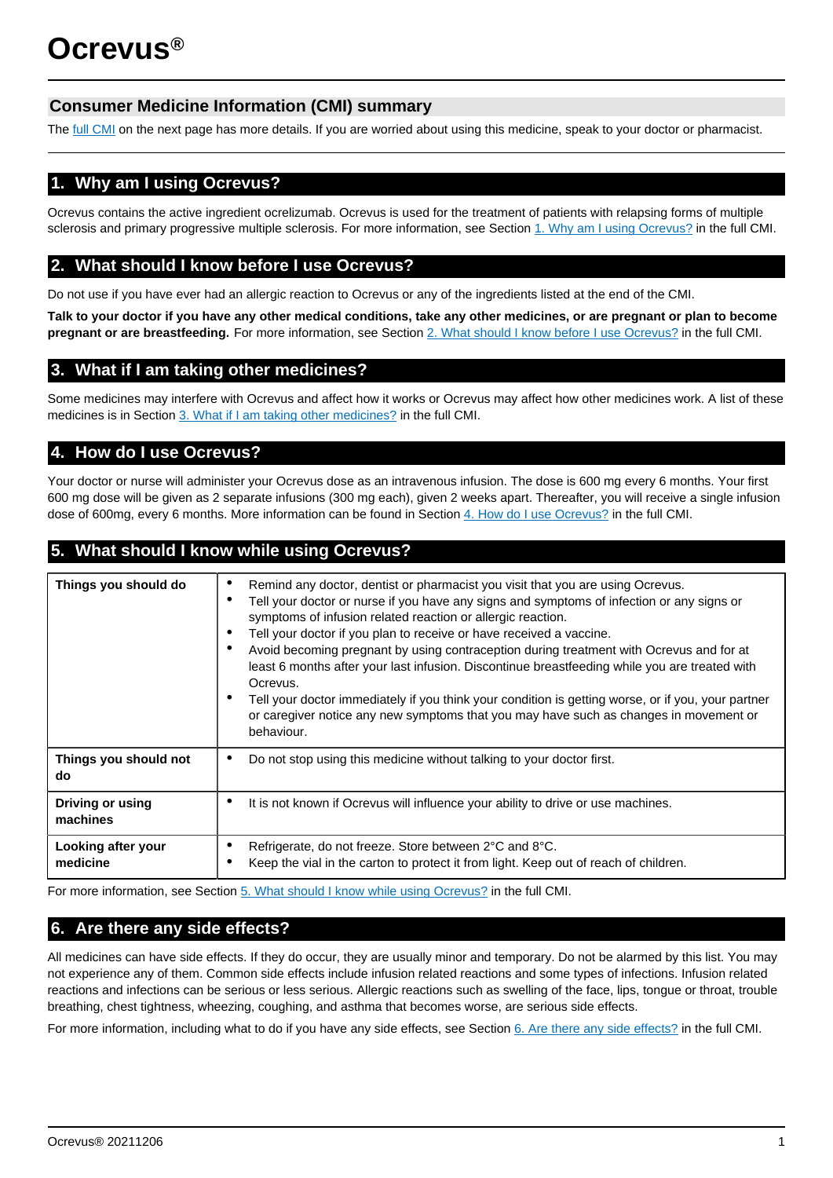# Ocrevus®

## Consumer Medicine Information (CMI) summary

The full CMI on the next page has more details. If you are worried about using this medicine, speak to your doctor or pharmacist.

## 1. Why am I using Ocrevus?

Ocrevus contains the active ingredient ocrelizumab. Ocrevus is used for the treatment of patients with relapsing forms of multiple sclerosis and primary progressive multiple sclerosis. For more information, see Section 1. Why am I using Ocrevus? in the full CMI.

## 2. What should I know before I use Ocrevus?

Do not use if you have ever had an allergic reaction to Ocrevus or any of the ingredients listed at the end of the CMI.

**Talk to your doctor if you have any other medical conditions, take any other medicines, or are pregnant or plan to become pregnant or are breastfeeding.** For more information, see Section 2. What should I know before I use Ocrevus? in the full CMI.

## 3. What if I am taking other medicines?

Some medicines may interfere with Ocrevus and affect how it works or Ocrevus may affect how other medicines work. A list of these medicines is in Section 3. What if I am taking other medicines? in the full CMI.

## 4. How do I use Ocrevus?

Your doctor or nurse will administer your Ocrevus dose as an intravenous infusion. The dose is 600 mg every 6 months. Your first 600 mg dose will be given as 2 separate infusions (300 mg each), given 2 weeks apart. Thereafter, you will receive a single infusion dose of 600mg, every 6 months. More information can be found in Section 4. How do I use Ocrevus? in the full CMI.

## 5. What should I know while using Ocrevus?

| | |
|---|---|
| **Things you should do** | • Remind any doctor, dentist or pharmacist you visit that you are using Ocrevus.<br>• Tell your doctor or nurse if you have any signs and symptoms of infection or any signs or symptoms of infusion related reaction or allergic reaction.<br>• Tell your doctor if you plan to receive or have received a vaccine.<br>• Avoid becoming pregnant by using contraception during treatment with Ocrevus and for at least 6 months after your last infusion. Discontinue breastfeeding while you are treated with Ocrevus.<br>• Tell your doctor immediately if you think your condition is getting worse, or if you, your partner or caregiver notice any new symptoms that you may have such as changes in movement or behaviour. |
| **Things you should not do** | • Do not stop using this medicine without talking to your doctor first. |
| **Driving or using machines** | • It is not known if Ocrevus will influence your ability to drive or use machines. |
| **Looking after your medicine** | • Refrigerate, do not freeze. Store between 2°C and 8°C.<br>• Keep the vial in the carton to protect it from light. Keep out of reach of children. |

For more information, see Section 5. What should I know while using Ocrevus? in the full CMI.

## 6. Are there any side effects?

All medicines can have side effects. If they do occur, they are usually minor and temporary. Do not be alarmed by this list. You may not experience any of them. Common side effects include infusion related reactions and some types of infections. Infusion related reactions and infections can be serious or less serious. Allergic reactions such as swelling of the face, lips, tongue or throat, trouble breathing, chest tightness, wheezing, coughing, and asthma that becomes worse, are serious side effects.

For more information, including what to do if you have any side effects, see Section 6. Are there any side effects? in the full CMI.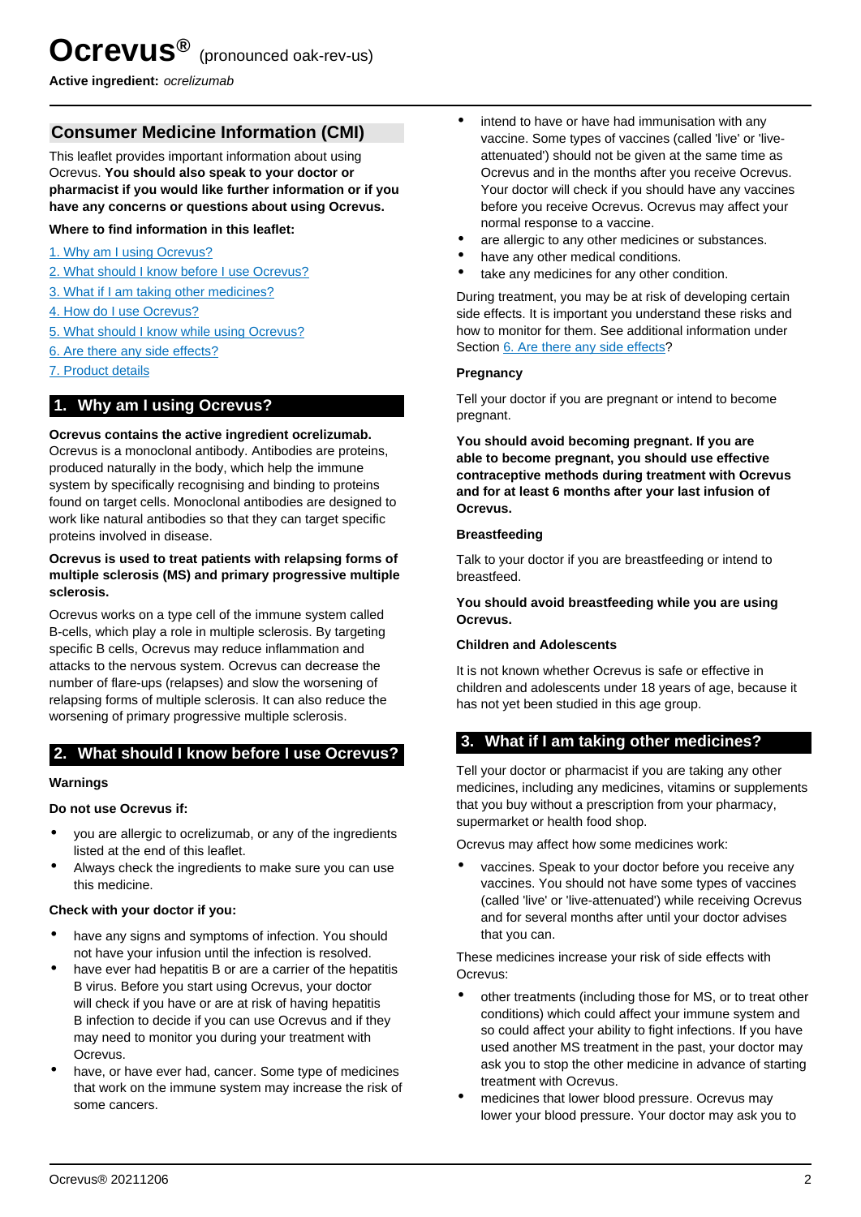# Ocrevus® (pronounced oak-rev-us)

**Active ingredient:** *ocrelizumab*

## Consumer Medicine Information (CMI)

This leaflet provides important information about using Ocrevus. **You should also speak to your doctor or pharmacist if you would like further information or if you have any concerns or questions about using Ocrevus.**

**Where to find information in this leaflet:**

1. Why am I using Ocrevus?
2. What should I know before I use Ocrevus?
3. What if I am taking other medicines?
4. How do I use Ocrevus?
5. What should I know while using Ocrevus?
6. Are there any side effects?
7. Product details

## 1. Why am I using Ocrevus?

**Ocrevus contains the active ingredient ocrelizumab.** Ocrevus is a monoclonal antibody. Antibodies are proteins, produced naturally in the body, which help the immune system by specifically recognising and binding to proteins found on target cells. Monoclonal antibodies are designed to work like natural antibodies so that they can target specific proteins involved in disease.

**Ocrevus is used to treat patients with relapsing forms of multiple sclerosis (MS) and primary progressive multiple sclerosis.**

Ocrevus works on a type cell of the immune system called B-cells, which play a role in multiple sclerosis. By targeting specific B cells, Ocrevus may reduce inflammation and attacks to the nervous system. Ocrevus can decrease the number of flare-ups (relapses) and slow the worsening of relapsing forms of multiple sclerosis. It can also reduce the worsening of primary progressive multiple sclerosis.

## 2. What should I know before I use Ocrevus?

### Warnings

**Do not use Ocrevus if:**

- you are allergic to ocrelizumab, or any of the ingredients listed at the end of this leaflet.
- Always check the ingredients to make sure you can use this medicine.

**Check with your doctor if you:**

- have any signs and symptoms of infection. You should not have your infusion until the infection is resolved.
- have ever had hepatitis B or are a carrier of the hepatitis B virus. Before you start using Ocrevus, your doctor will check if you have or are at risk of having hepatitis B infection to decide if you can use Ocrevus and if they may need to monitor you during your treatment with Ocrevus.
- have, or have ever had, cancer. Some type of medicines that work on the immune system may increase the risk of some cancers.
- intend to have or have had immunisation with any vaccine. Some types of vaccines (called 'live' or 'live-attenuated') should not be given at the same time as Ocrevus and in the months after you receive Ocrevus. Your doctor will check if you should have any vaccines before you receive Ocrevus. Ocrevus may affect your normal response to a vaccine.
- are allergic to any other medicines or substances.
- have any other medical conditions.
- take any medicines for any other condition.

During treatment, you may be at risk of developing certain side effects. It is important you understand these risks and how to monitor for them. See additional information under Section 6. Are there any side effects?

### Pregnancy

Tell your doctor if you are pregnant or intend to become pregnant.

**You should avoid becoming pregnant. If you are able to become pregnant, you should use effective contraceptive methods during treatment with Ocrevus and for at least 6 months after your last infusion of Ocrevus.**

### Breastfeeding

Talk to your doctor if you are breastfeeding or intend to breastfeed.

**You should avoid breastfeeding while you are using Ocrevus.**

### Children and Adolescents

It is not known whether Ocrevus is safe or effective in children and adolescents under 18 years of age, because it has not yet been studied in this age group.

## 3. What if I am taking other medicines?

Tell your doctor or pharmacist if you are taking any other medicines, including any medicines, vitamins or supplements that you buy without a prescription from your pharmacy, supermarket or health food shop.

Ocrevus may affect how some medicines work:

- vaccines. Speak to your doctor before you receive any vaccines. You should not have some types of vaccines (called 'live' or 'live-attenuated') while receiving Ocrevus and for several months after until your doctor advises that you can.

These medicines increase your risk of side effects with Ocrevus:

- other treatments (including those for MS, or to treat other conditions) which could affect your immune system and so could affect your ability to fight infections. If you have used another MS treatment in the past, your doctor may ask you to stop the other medicine in advance of starting treatment with Ocrevus.
- medicines that lower blood pressure. Ocrevus may lower your blood pressure. Your doctor may ask you to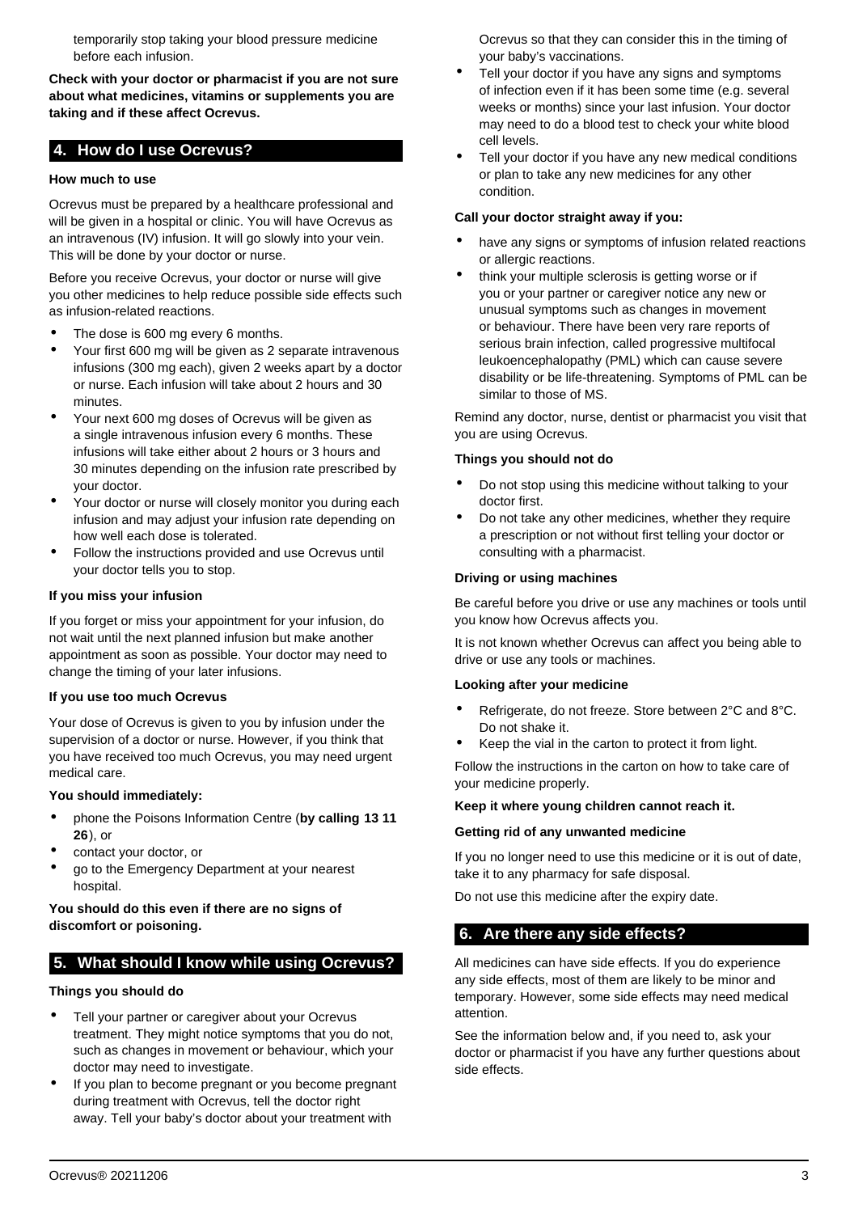temporarily stop taking your blood pressure medicine before each infusion.

**Check with your doctor or pharmacist if you are not sure about what medicines, vitamins or supplements you are taking and if these affect Ocrevus.**

## 4. How do I use Ocrevus?

### How much to use

Ocrevus must be prepared by a healthcare professional and will be given in a hospital or clinic. You will have Ocrevus as an intravenous (IV) infusion. It will go slowly into your vein. This will be done by your doctor or nurse.

Before you receive Ocrevus, your doctor or nurse will give you other medicines to help reduce possible side effects such as infusion-related reactions.

- The dose is 600 mg every 6 months.
- Your first 600 mg will be given as 2 separate intravenous infusions (300 mg each), given 2 weeks apart by a doctor or nurse. Each infusion will take about 2 hours and 30 minutes.
- Your next 600 mg doses of Ocrevus will be given as a single intravenous infusion every 6 months. These infusions will take either about 2 hours or 3 hours and 30 minutes depending on the infusion rate prescribed by your doctor.
- Your doctor or nurse will closely monitor you during each infusion and may adjust your infusion rate depending on how well each dose is tolerated.
- Follow the instructions provided and use Ocrevus until your doctor tells you to stop.

### If you miss your infusion

If you forget or miss your appointment for your infusion, do not wait until the next planned infusion but make another appointment as soon as possible. Your doctor may need to change the timing of your later infusions.

### If you use too much Ocrevus

Your dose of Ocrevus is given to you by infusion under the supervision of a doctor or nurse. However, if you think that you have received too much Ocrevus, you may need urgent medical care.

**You should immediately:**

- phone the Poisons Information Centre (**by calling 13 11 26**), or
- contact your doctor, or
- go to the Emergency Department at your nearest hospital.

**You should do this even if there are no signs of discomfort or poisoning.**

## 5. What should I know while using Ocrevus?

### Things you should do

- Tell your partner or caregiver about your Ocrevus treatment. They might notice symptoms that you do not, such as changes in movement or behaviour, which your doctor may need to investigate.
- If you plan to become pregnant or you become pregnant during treatment with Ocrevus, tell the doctor right away. Tell your baby's doctor about your treatment with Ocrevus so that they can consider this in the timing of your baby's vaccinations.
- Tell your doctor if you have any signs and symptoms of infection even if it has been some time (e.g. several weeks or months) since your last infusion. Your doctor may need to do a blood test to check your white blood cell levels.
- Tell your doctor if you have any new medical conditions or plan to take any new medicines for any other condition.

### Call your doctor straight away if you:

- have any signs or symptoms of infusion related reactions or allergic reactions.
- think your multiple sclerosis is getting worse or if you or your partner or caregiver notice any new or unusual symptoms such as changes in movement or behaviour. There have been very rare reports of serious brain infection, called progressive multifocal leukoencephalopathy (PML) which can cause severe disability or be life-threatening. Symptoms of PML can be similar to those of MS.

Remind any doctor, nurse, dentist or pharmacist you visit that you are using Ocrevus.

### Things you should not do

- Do not stop using this medicine without talking to your doctor first.
- Do not take any other medicines, whether they require a prescription or not without first telling your doctor or consulting with a pharmacist.

### Driving or using machines

Be careful before you drive or use any machines or tools until you know how Ocrevus affects you.

It is not known whether Ocrevus can affect you being able to drive or use any tools or machines.

### Looking after your medicine

- Refrigerate, do not freeze. Store between 2°C and 8°C. Do not shake it.
- Keep the vial in the carton to protect it from light.

Follow the instructions in the carton on how to take care of your medicine properly.

**Keep it where young children cannot reach it.**

### Getting rid of any unwanted medicine

If you no longer need to use this medicine or it is out of date, take it to any pharmacy for safe disposal.

Do not use this medicine after the expiry date.

## 6. Are there any side effects?

All medicines can have side effects. If you do experience any side effects, most of them are likely to be minor and temporary. However, some side effects may need medical attention.

See the information below and, if you need to, ask your doctor or pharmacist if you have any further questions about side effects.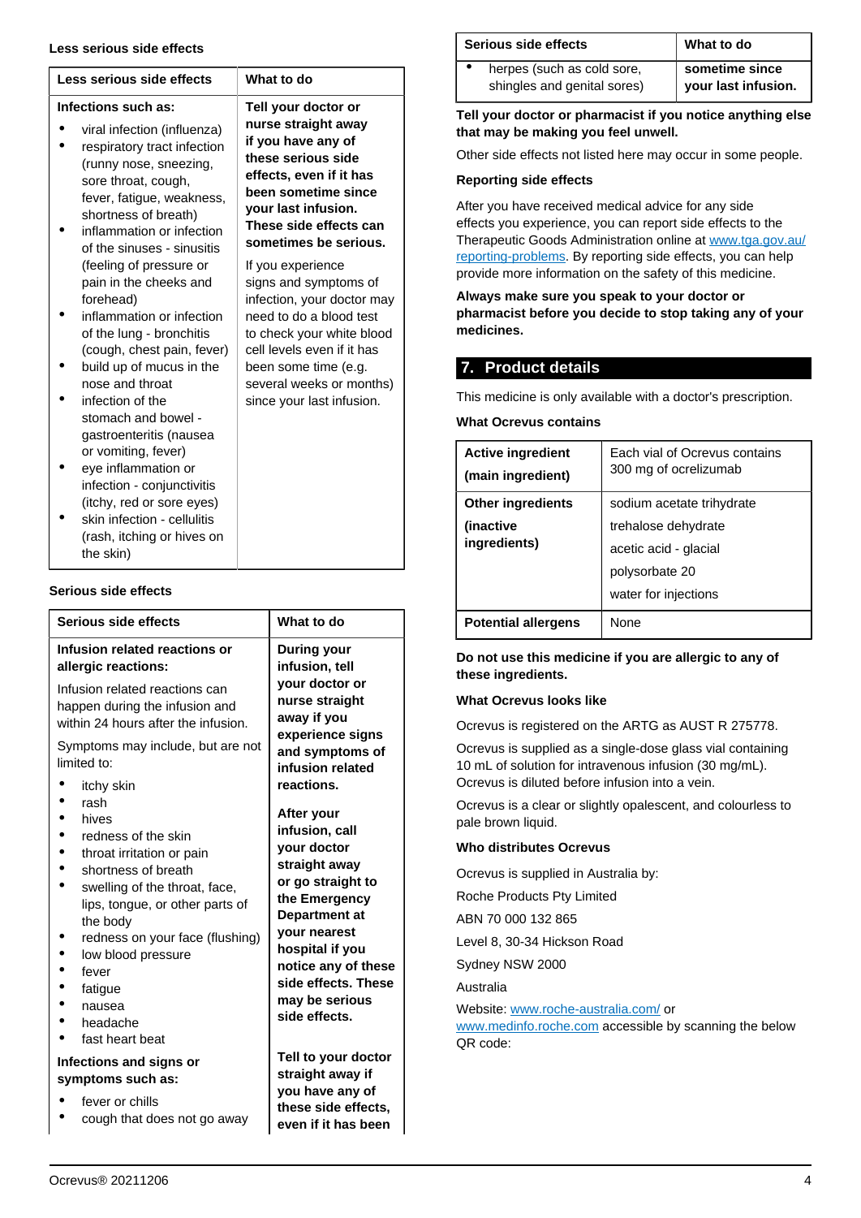### Less serious side effects

| Less serious side effects | What to do |
|---|---|
| **Infections such as:**<br>• viral infection (influenza)<br>• respiratory tract infection (runny nose, sneezing, sore throat, cough, fever, fatigue, weakness, shortness of breath)<br>• inflammation or infection of the sinuses - sinusitis (feeling of pressure or pain in the cheeks and forehead)<br>• inflammation or infection of the lung - bronchitis (cough, chest pain, fever)<br>• build up of mucus in the nose and throat<br>• infection of the stomach and bowel - gastroenteritis (nausea or vomiting, fever)<br>• eye inflammation or infection - conjunctivitis (itchy, red or sore eyes)<br>• skin infection - cellulitis (rash, itching or hives on the skin) | **Tell your doctor or nurse straight away if you have any of these serious side effects, even if it has been sometime since your last infusion. These side effects can sometimes be serious.**<br><br>If you experience signs and symptoms of infection, your doctor may need to do a blood test to check your white blood cell levels even if it has been some time (e.g. several weeks or months) since your last infusion. |

### Serious side effects

| Serious side effects | What to do |
|---|---|
| **Infusion related reactions or allergic reactions:**<br><br>Infusion related reactions can happen during the infusion and within 24 hours after the infusion.<br><br>Symptoms may include, but are not limited to:<br>• itchy skin<br>• rash<br>• hives<br>• redness of the skin<br>• throat irritation or pain<br>• shortness of breath<br>• swelling of the throat, face, lips, tongue, or other parts of the body<br>• redness on your face (flushing)<br>• low blood pressure<br>• fever<br>• fatigue<br>• nausea<br>• headache<br>• fast heart beat | **During your infusion, tell your doctor or nurse straight away if you experience signs and symptoms of infusion related reactions.**<br><br>**After your infusion, call your doctor straight away or go straight to the Emergency Department at your nearest hospital if you notice any of these side effects. These may be serious side effects.** |
| **Infections and signs or symptoms such as:**<br>• fever or chills<br>• cough that does not go away<br>• herpes (such as cold sore, shingles and genital sores) | **Tell to your doctor straight away if you have any of these side effects, even if it has been sometime since your last infusion.** |

**Tell your doctor or pharmacist if you notice anything else that may be making you feel unwell.**

Other side effects not listed here may occur in some people.

#### Reporting side effects

After you have received medical advice for any side effects you experience, you can report side effects to the Therapeutic Goods Administration online at www.tga.gov.au/reporting-problems. By reporting side effects, you can help provide more information on the safety of this medicine.

**Always make sure you speak to your doctor or pharmacist before you decide to stop taking any of your medicines.**

## 7. Product details

This medicine is only available with a doctor's prescription.

#### What Ocrevus contains

| | |
|---|---|
| **Active ingredient**<br>**(main ingredient)** | Each vial of Ocrevus contains 300 mg of ocrelizumab |
| **Other ingredients**<br>**(inactive ingredients)** | sodium acetate trihydrate<br>trehalose dehydrate<br>acetic acid - glacial<br>polysorbate 20<br>water for injections |
| **Potential allergens** | None |

**Do not use this medicine if you are allergic to any of these ingredients.**

#### What Ocrevus looks like

Ocrevus is registered on the ARTG as AUST R 275778.

Ocrevus is supplied as a single-dose glass vial containing 10 mL of solution for intravenous infusion (30 mg/mL). Ocrevus is diluted before infusion into a vein.

Ocrevus is a clear or slightly opalescent, and colourless to pale brown liquid.

#### Who distributes Ocrevus

Ocrevus is supplied in Australia by:

Roche Products Pty Limited

ABN 70 000 132 865

Level 8, 30-34 Hickson Road

Sydney NSW 2000

Australia

Website: www.roche-australia.com/ or www.medinfo.roche.com accessible by scanning the below QR code: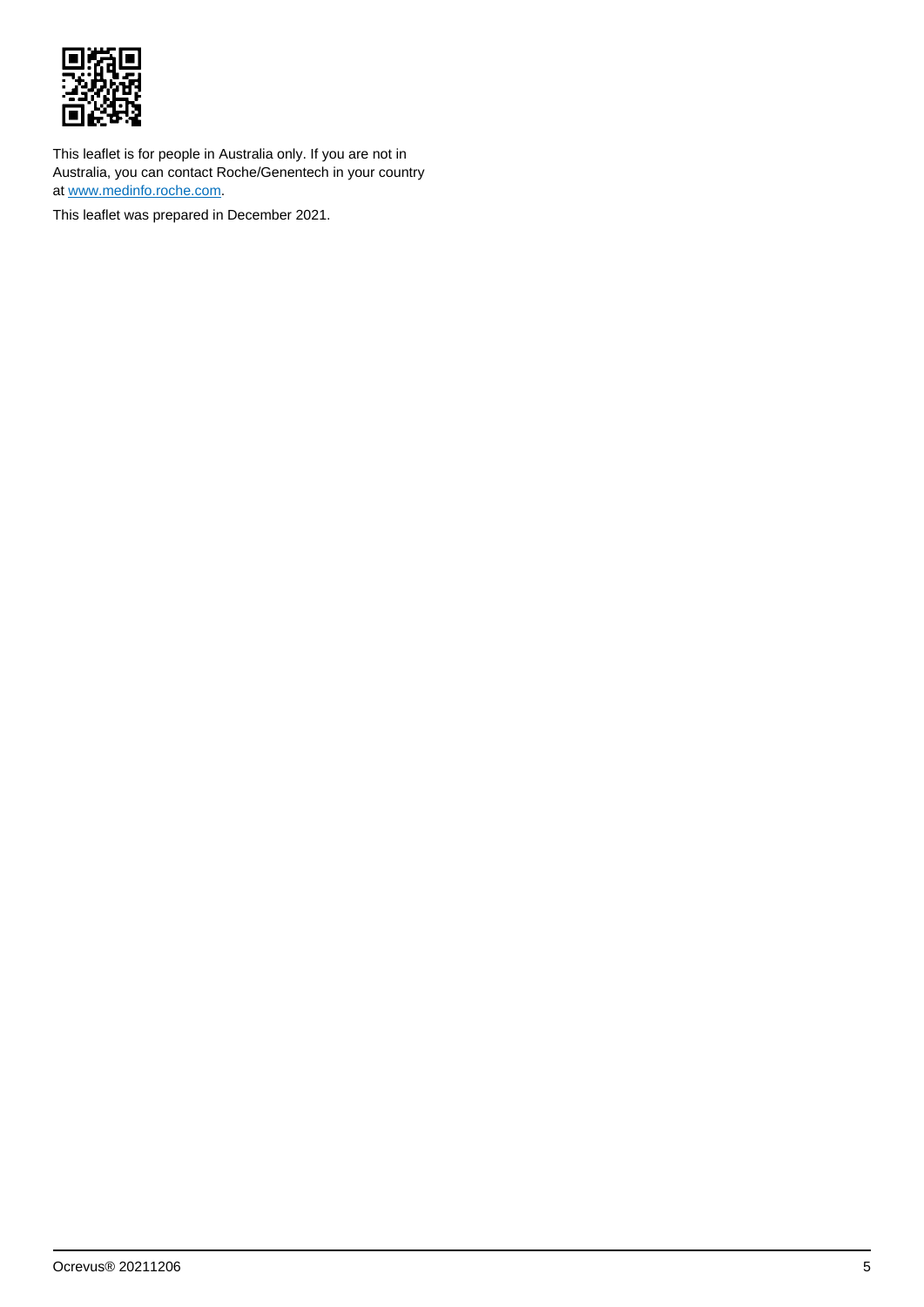This leaflet is for people in Australia only. If you are not in Australia, you can contact Roche/Genentech in your country at www.medinfo.roche.com.

This leaflet was prepared in December 2021.